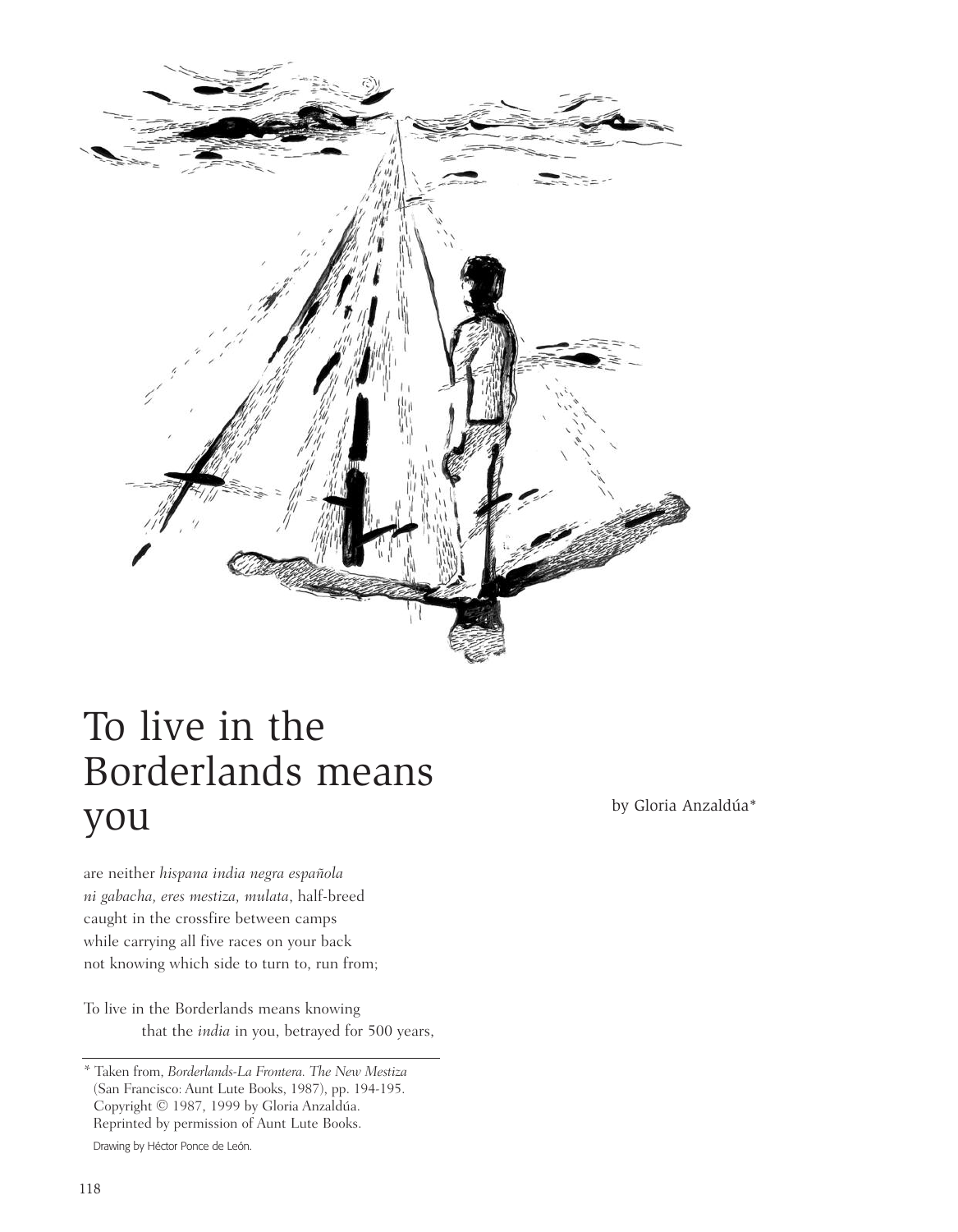# To live in the Borderlands means you

by Gloria Anzaldúa*

are neither *hispana india negra española*
*ni gabacha, eres mestiza, mulata*, half-breed
caught in the crossfire between camps
while carrying all five races on your back
not knowing which side to turn to, run from;

To live in the Borderlands means knowing
        that the *india* in you, betrayed for 500 years,

---

* Taken from, *Borderlands-La Frontera. The New Mestiza* (San Francisco: Aunt Lute Books, 1987), pp. 194-195. Copyright © 1987, 1999 by Gloria Anzaldúa. Reprinted by permission of Aunt Lute Books.

Drawing by Héctor Ponce de León.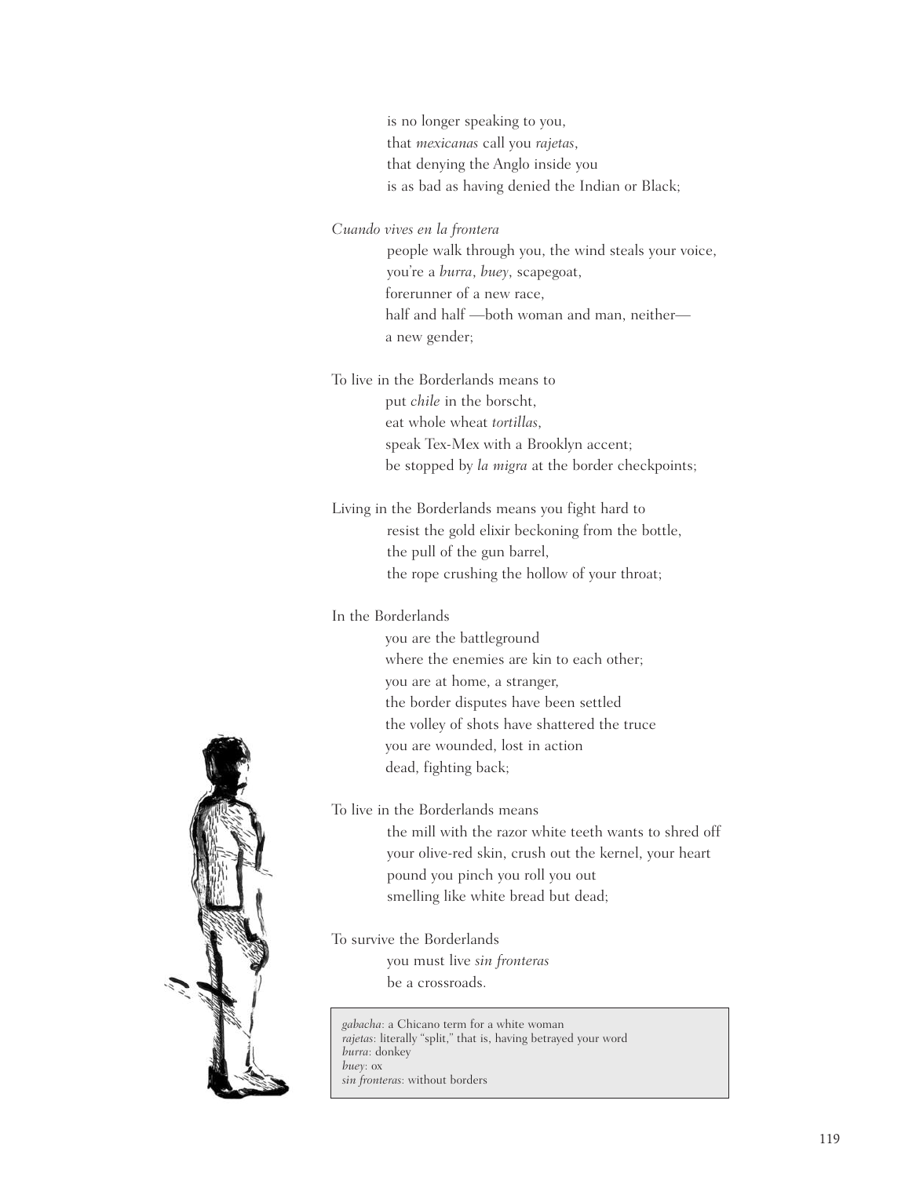is no longer speaking to you,
that *mexicanas* call you *rajetas*,
that denying the Anglo inside you
is as bad as having denied the Indian or Black;

*Cuando vives en la frontera*
people walk through you, the wind steals your voice,
you're a *burra, buey*, scapegoat,
forerunner of a new race,
half and half —both woman and man, neither—
a new gender;

To live in the Borderlands means to
put *chile* in the borscht,
eat whole wheat *tortillas*,
speak Tex-Mex with a Brooklyn accent;
be stopped by *la migra* at the border checkpoints;

Living in the Borderlands means you fight hard to
resist the gold elixir beckoning from the bottle,
the pull of the gun barrel,
the rope crushing the hollow of your throat;

In the Borderlands
you are the battleground
where the enemies are kin to each other;
you are at home, a stranger,
the border disputes have been settled
the volley of shots have shattered the truce
you are wounded, lost in action
dead, fighting back;

To live in the Borderlands means
the mill with the razor white teeth wants to shred off
your olive-red skin, crush out the kernel, your heart
pound you pinch you roll you out
smelling like white bread but dead;

To survive the Borderlands
you must live *sin fronteras*
be a crossroads.

*gabacha*: a Chicano term for a white woman
*rajetas*: literally "split," that is, having betrayed your word
*burra*: donkey
*buey*: ox
*sin fronteras*: without borders